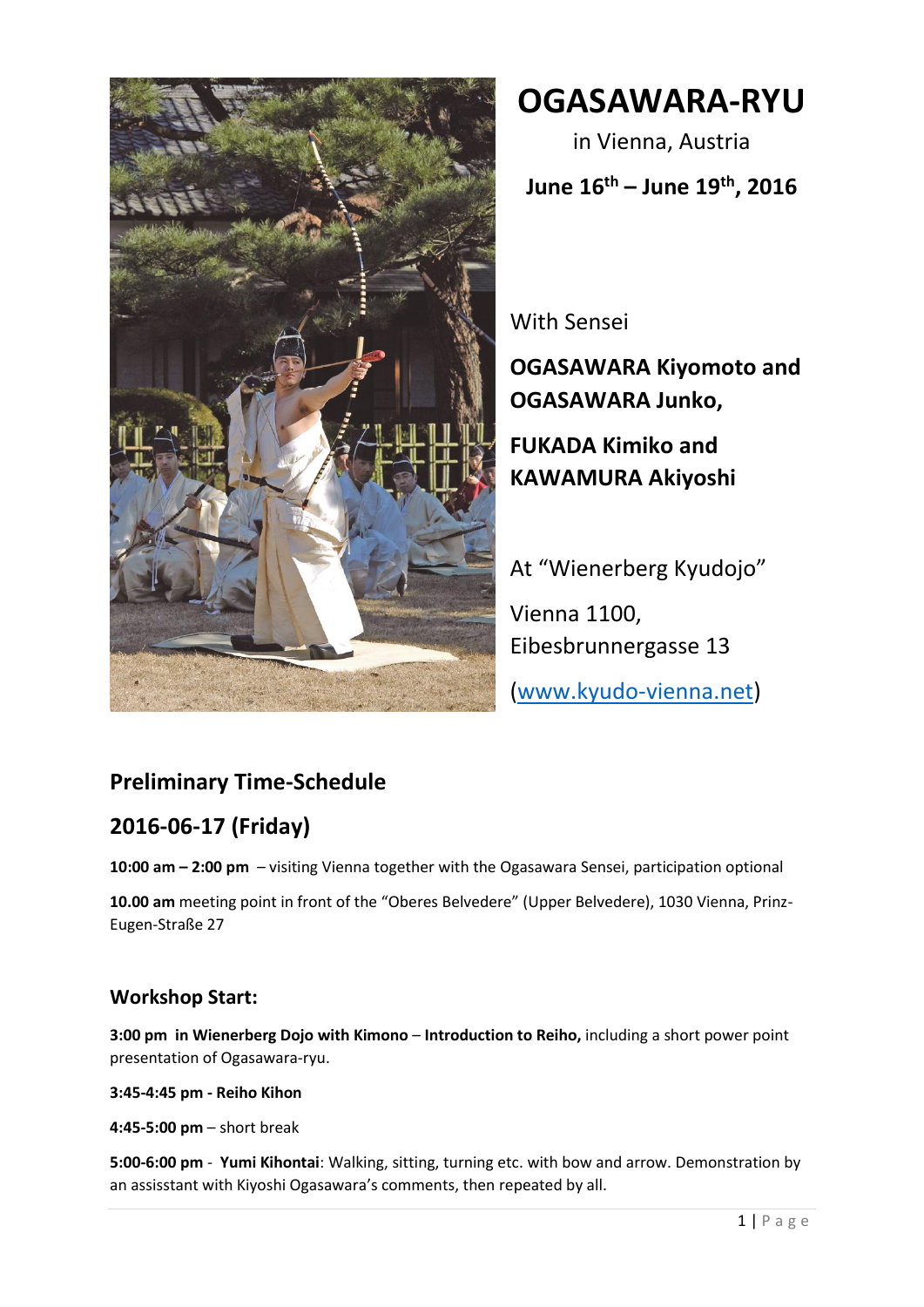# OGASAWARA-RYU

in Vienna, Austria

**June 16th – June 19th, 2016**

With Sensei

**OGASAWARA Kiyomoto and OGASAWARA Junko,**

**FUKADA Kimiko and KAWAMURA Akiyoshi**

At "Wienerberg Kyudojo"

Vienna 1100,
Eibesbrunnergasse 13

(www.kyudo-vienna.net)

## Preliminary Time-Schedule

## 2016-06-17 (Friday)

**10:00 am – 2:00 pm** – visiting Vienna together with the Ogasawara Sensei, participation optional

**10.00 am** meeting point in front of the "Oberes Belvedere" (Upper Belvedere), 1030 Vienna, Prinz-Eugen-Straße 27

### Workshop Start:

**3:00 pm in Wienerberg Dojo with Kimono** – **Introduction to Reiho,** including a short power point presentation of Ogasawara-ryu.

**3:45-4:45 pm - Reiho Kihon**

**4:45-5:00 pm** – short break

**5:00-6:00 pm** - **Yumi Kihontai**: Walking, sitting, turning etc. with bow and arrow. Demonstration by an assisstant with Kiyoshi Ogasawara's comments, then repeated by all.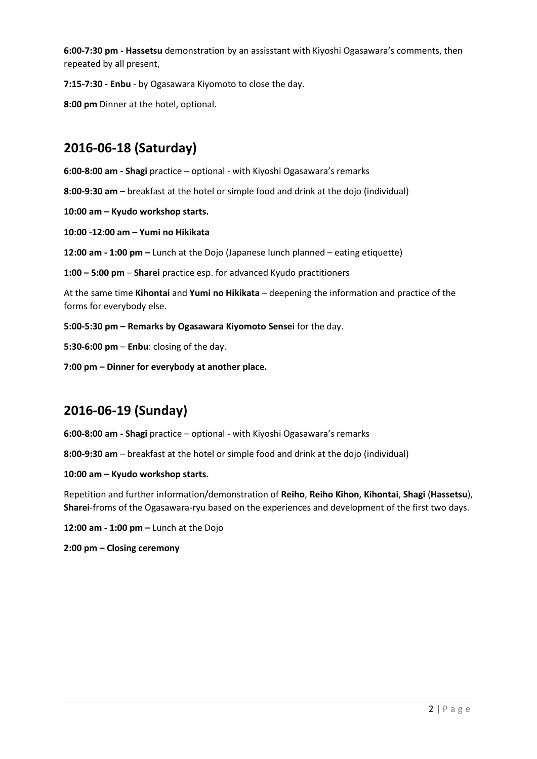**6:00-7:30 pm - Hassetsu** demonstration by an assisstant with Kiyoshi Ogasawara's comments, then repeated by all present,

**7:15-7:30 - Enbu** - by Ogasawara Kiyomoto to close the day.

**8:00 pm** Dinner at the hotel, optional.

## 2016-06-18 (Saturday)

**6:00-8:00 am - Shagi** practice – optional - with Kiyoshi Ogasawara's remarks

**8:00-9:30 am** – breakfast at the hotel or simple food and drink at the dojo (individual)

**10:00 am – Kyudo workshop starts.**

**10:00 -12:00 am – Yumi no Hikikata**

**12:00 am - 1:00 pm –** Lunch at the Dojo (Japanese lunch planned – eating etiquette)

**1:00 – 5:00 pm** – **Sharei** practice esp. for advanced Kyudo practitioners

At the same time **Kihontai** and **Yumi no Hikikata** – deepening the information and practice of the forms for everybody else.

**5:00-5:30 pm – Remarks by Ogasawara Kiyomoto Sensei** for the day.

**5:30-6:00 pm** – **Enbu**: closing of the day.

**7:00 pm – Dinner for everybody at another place.**

## 2016-06-19 (Sunday)

**6:00-8:00 am - Shagi** practice – optional - with Kiyoshi Ogasawara's remarks

**8:00-9:30 am** – breakfast at the hotel or simple food and drink at the dojo (individual)

**10:00 am – Kyudo workshop starts.**

Repetition and further information/demonstration of **Reiho**, **Reiho Kihon**, **Kihontai**, **Shagi** (**Hassetsu**), **Sharei**-froms of the Ogasawara-ryu based on the experiences and development of the first two days.

**12:00 am - 1:00 pm –** Lunch at the Dojo

**2:00 pm – Closing ceremony**